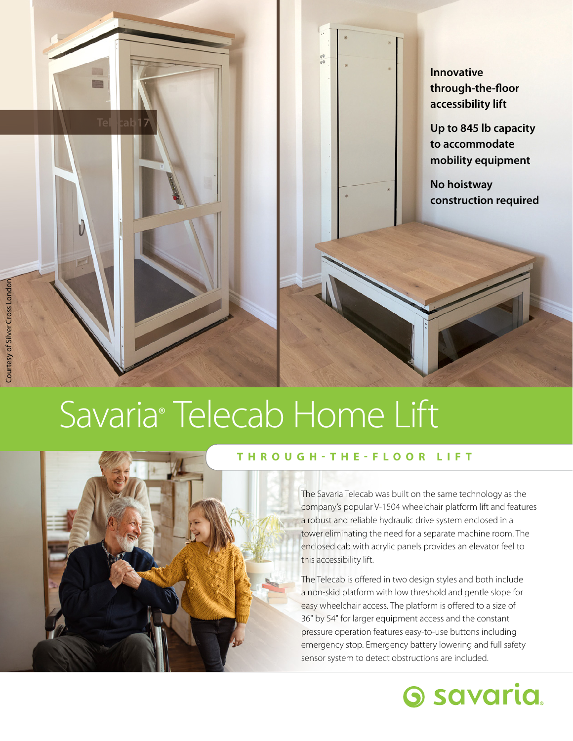# Savaria® Telecab Home Lift

**Innovative through-the-floor accessibility lift**

**Up to 845 lb capacity to accommodate mobility equipment**

**No hoistway construction required**

Courtesy of Silver Cross London

## THROUGH-THE-FLOOR LIFT

The Savaria Telecab was built on the same technology as the company's popular V-1504 wheelchair platform lift and features a robust and reliable hydraulic drive system enclosed in a tower eliminating the need for a separate machine room. The enclosed cab with acrylic panels provides an elevator feel to this accessibility lift.

The Telecab is offered in two design styles and both include a non-skid platform with low threshold and gentle slope for easy wheelchair access. The platform is offered to a size of 36" by 54" for larger equipment access and the constant pressure operation features easy-to-use buttons including emergency stop. Emergency battery lowering and full safety sensor system to detect obstructions are included.

savaria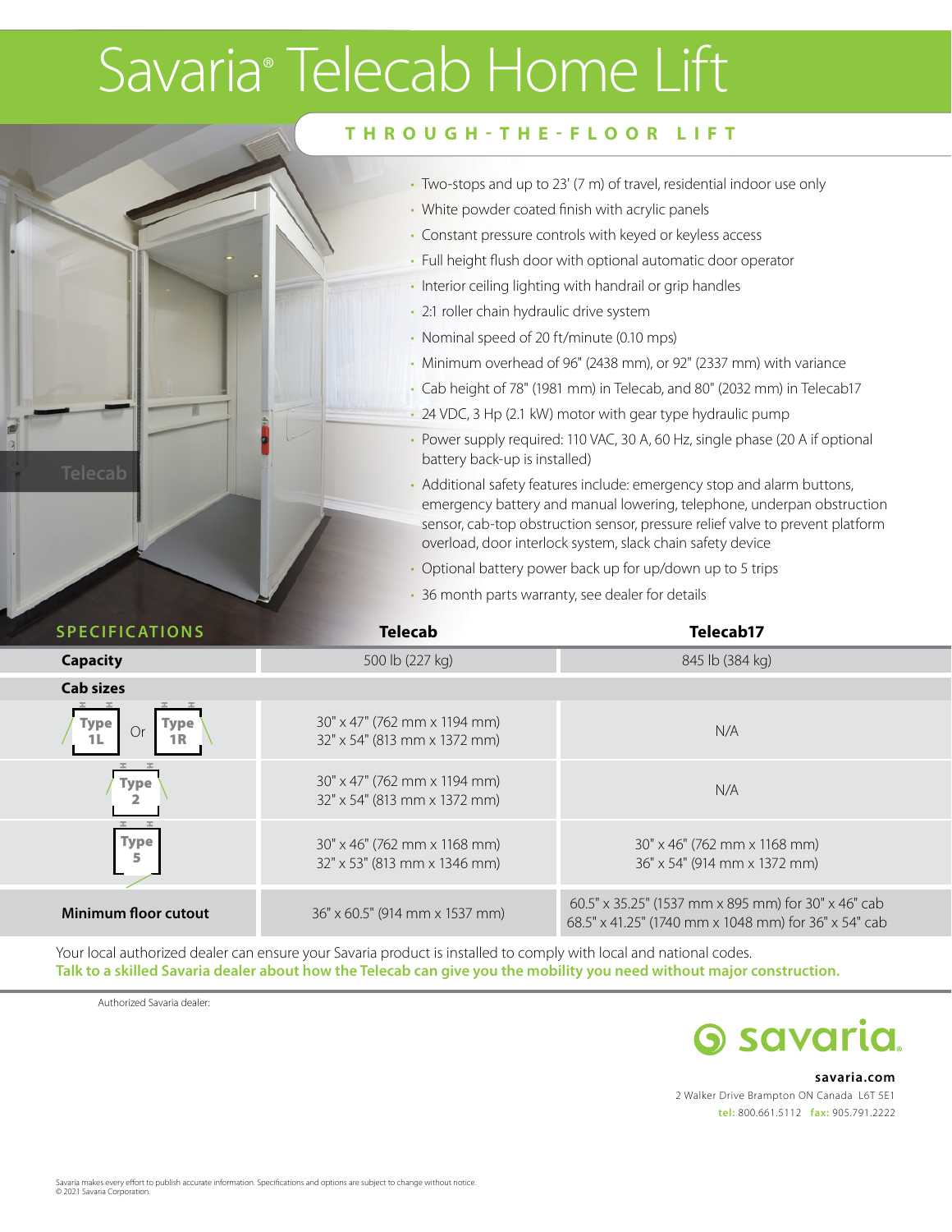# Savaria® Telecab Home Lift

## THROUGH-THE-FLOOR LIFT

Telecab

- Two-stops and up to 23' (7 m) of travel, residential indoor use only
- White powder coated finish with acrylic panels
- Constant pressure controls with keyed or keyless access
- Full height flush door with optional automatic door operator
- Interior ceiling lighting with handrail or grip handles
- 2:1 roller chain hydraulic drive system
- Nominal speed of 20 ft/minute (0.10 mps)
- Minimum overhead of 96" (2438 mm), or 92" (2337 mm) with variance
- Cab height of 78" (1981 mm) in Telecab, and 80" (2032 mm) in Telecab17
- 24 VDC, 3 Hp (2.1 kW) motor with gear type hydraulic pump
- Power supply required: 110 VAC, 30 A, 60 Hz, single phase (20 A if optional battery back-up is installed)
- Additional safety features include: emergency stop and alarm buttons, emergency battery and manual lowering, telephone, underpan obstruction sensor, cab-top obstruction sensor, pressure relief valve to prevent platform overload, door interlock system, slack chain safety device
- Optional battery power back up for up/down up to 5 trips
- 36 month parts warranty, see dealer for details

| SPECIFICATIONS | Telecab | Telecab17 |
|---|---|---|
| **Capacity** | 500 lb (227 kg) | 845 lb (384 kg) |
| **Cab sizes** | | |
| Type 1L Or Type 1R | 30" x 47" (762 mm x 1194 mm)<br>32" x 54" (813 mm x 1372 mm) | N/A |
| Type 2 | 30" x 47" (762 mm x 1194 mm)<br>32" x 54" (813 mm x 1372 mm) | N/A |
| Type 5 | 30" x 46" (762 mm x 1168 mm)<br>32" x 53" (813 mm x 1346 mm) | 30" x 46" (762 mm x 1168 mm)<br>36" x 54" (914 mm x 1372 mm) |
| **Minimum floor cutout** | 36" x 60.5" (914 mm x 1537 mm) | 60.5" x 35.25" (1537 mm x 895 mm) for 30" x 46" cab<br>68.5" x 41.25" (1740 mm x 1048 mm) for 36" x 54" cab |

Your local authorized dealer can ensure your Savaria product is installed to comply with local and national codes.
**Talk to a skilled Savaria dealer about how the Telecab can give you the mobility you need without major construction.**

Authorized Savaria dealer:

savaria

**savaria.com**
2 Walker Drive Brampton ON Canada L6T 5E1
**tel:** 800.661.5112 **fax:** 905.791.2222

Savaria makes every effort to publish accurate information. Specifications and options are subject to change without notice.
© 2021 Savaria Corporation.